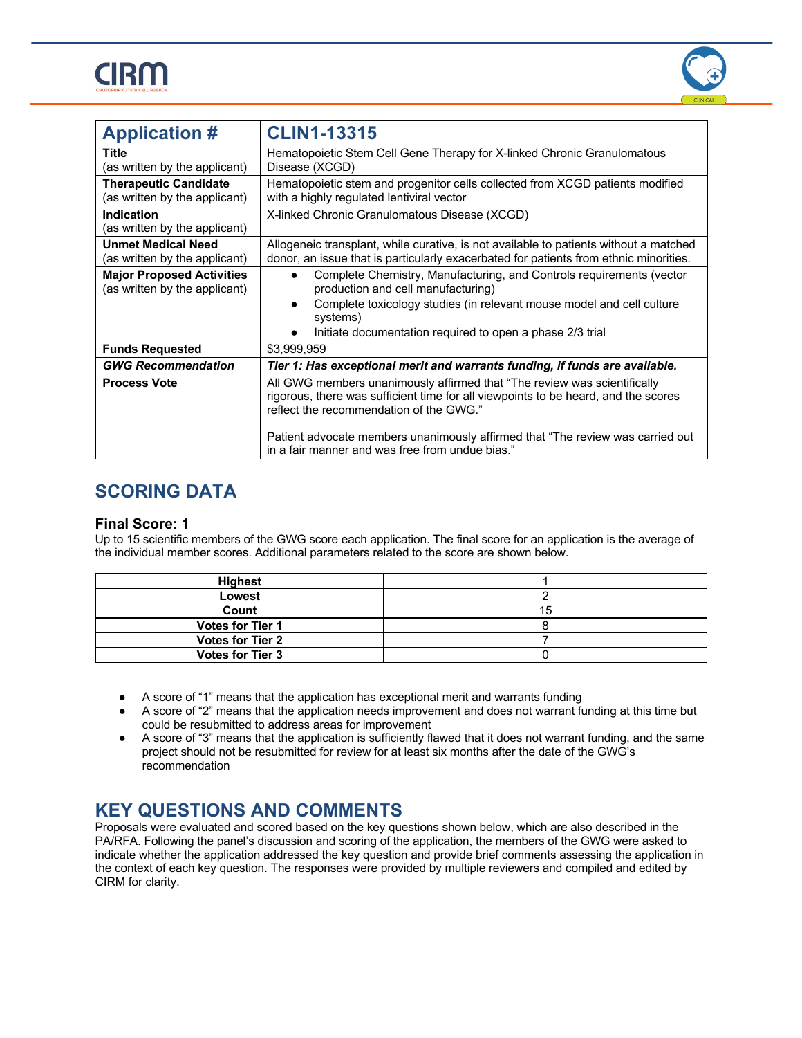| Application # | CLIN1-13315 |
| --- | --- |
| **Title** (as written by the applicant) | Hematopoietic Stem Cell Gene Therapy for X-linked Chronic Granulomatous Disease (XCGD) |
| **Therapeutic Candidate** (as written by the applicant) | Hematopoietic stem and progenitor cells collected from XCGD patients modified with a highly regulated lentiviral vector |
| **Indication** (as written by the applicant) | X-linked Chronic Granulomatous Disease (XCGD) |
| **Unmet Medical Need** (as written by the applicant) | Allogeneic transplant, while curative, is not available to patients without a matched donor, an issue that is particularly exacerbated for patients from ethnic minorities. |
| **Major Proposed Activities** (as written by the applicant) | • Complete Chemistry, Manufacturing, and Controls requirements (vector production and cell manufacturing) • Complete toxicology studies (in relevant mouse model and cell culture systems) • Initiate documentation required to open a phase 2/3 trial |
| **Funds Requested** | $3,999,959 |
| ***GWG Recommendation*** | ***Tier 1: Has exceptional merit and warrants funding, if funds are available.*** |
| **Process Vote** | All GWG members unanimously affirmed that "The review was scientifically rigorous, there was sufficient time for all viewpoints to be heard, and the scores reflect the recommendation of the GWG." Patient advocate members unanimously affirmed that "The review was carried out in a fair manner and was free from undue bias." |

## SCORING DATA

### Final Score: 1

Up to 15 scientific members of the GWG score each application. The final score for an application is the average of the individual member scores. Additional parameters related to the score are shown below.

| | |
| --- | --- |
| **Highest** | 1 |
| **Lowest** | 2 |
| **Count** | 15 |
| **Votes for Tier 1** | 8 |
| **Votes for Tier 2** | 7 |
| **Votes for Tier 3** | 0 |

- A score of "1" means that the application has exceptional merit and warrants funding
- A score of "2" means that the application needs improvement and does not warrant funding at this time but could be resubmitted to address areas for improvement
- A score of "3" means that the application is sufficiently flawed that it does not warrant funding, and the same project should not be resubmitted for review for at least six months after the date of the GWG's recommendation

## KEY QUESTIONS AND COMMENTS

Proposals were evaluated and scored based on the key questions shown below, which are also described in the PA/RFA. Following the panel's discussion and scoring of the application, the members of the GWG were asked to indicate whether the application addressed the key question and provide brief comments assessing the application in the context of each key question. The responses were provided by multiple reviewers and compiled and edited by CIRM for clarity.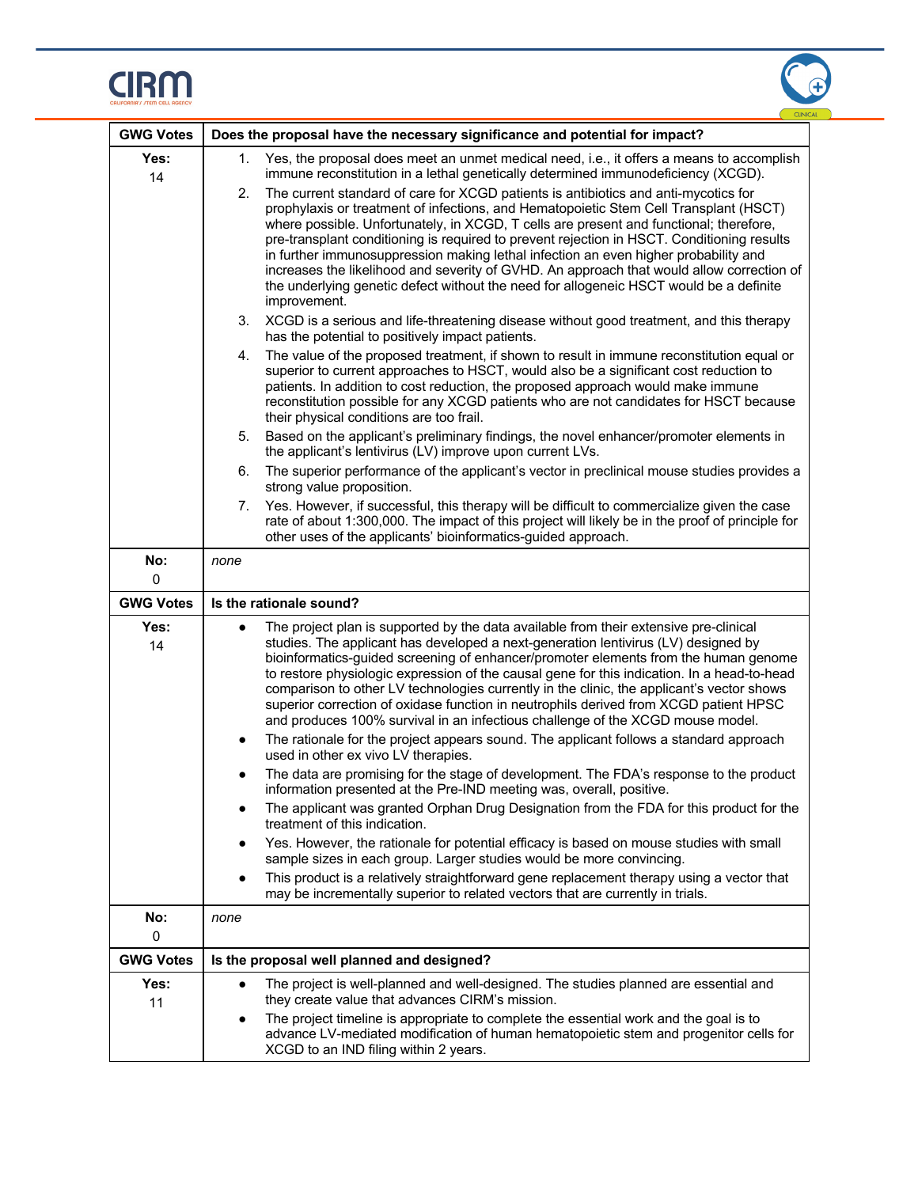| GWG Votes | Does the proposal have the necessary significance and potential for impact? |
|---|---|
| **Yes:** 14 | 1. Yes, the proposal does meet an unmet medical need, i.e., it offers a means to accomplish immune reconstitution in a lethal genetically determined immunodeficiency (XCGD).<br>2. The current standard of care for XCGD patients is antibiotics and anti-mycotics for prophylaxis or treatment of infections, and Hematopoietic Stem Cell Transplant (HSCT) where possible. Unfortunately, in XCGD, T cells are present and functional; therefore, pre-transplant conditioning is required to prevent rejection in HSCT. Conditioning results in further immunosuppression making lethal infection an even higher probability and increases the likelihood and severity of GVHD. An approach that would allow correction of the underlying genetic defect without the need for allogeneic HSCT would be a definite improvement.<br>3. XCGD is a serious and life-threatening disease without good treatment, and this therapy has the potential to positively impact patients.<br>4. The value of the proposed treatment, if shown to result in immune reconstitution equal or superior to current approaches to HSCT, would also be a significant cost reduction to patients. In addition to cost reduction, the proposed approach would make immune reconstitution possible for any XCGD patients who are not candidates for HSCT because their physical conditions are too frail.<br>5. Based on the applicant's preliminary findings, the novel enhancer/promoter elements in the applicant's lentivirus (LV) improve upon current LVs.<br>6. The superior performance of the applicant's vector in preclinical mouse studies provides a strong value proposition.<br>7. Yes. However, if successful, this therapy will be difficult to commercialize given the case rate of about 1:300,000. The impact of this project will likely be in the proof of principle for other uses of the applicants' bioinformatics-guided approach. |
| **No:** 0 | *none* |
| **GWG Votes** | **Is the rationale sound?** |
| **Yes:** 14 | • The project plan is supported by the data available from their extensive pre-clinical studies. The applicant has developed a next-generation lentivirus (LV) designed by bioinformatics-guided screening of enhancer/promoter elements from the human genome to restore physiologic expression of the causal gene for this indication. In a head-to-head comparison to other LV technologies currently in the clinic, the applicant's vector shows superior correction of oxidase function in neutrophils derived from XCGD patient HPSC and produces 100% survival in an infectious challenge of the XCGD mouse model.<br>• The rationale for the project appears sound. The applicant follows a standard approach used in other ex vivo LV therapies.<br>• The data are promising for the stage of development. The FDA's response to the product information presented at the Pre-IND meeting was, overall, positive.<br>• The applicant was granted Orphan Drug Designation from the FDA for this product for the treatment of this indication.<br>• Yes. However, the rationale for potential efficacy is based on mouse studies with small sample sizes in each group. Larger studies would be more convincing.<br>• This product is a relatively straightforward gene replacement therapy using a vector that may be incrementally superior to related vectors that are currently in trials. |
| **No:** 0 | *none* |
| **GWG Votes** | **Is the proposal well planned and designed?** |
| **Yes:** 11 | • The project is well-planned and well-designed. The studies planned are essential and they create value that advances CIRM's mission.<br>• The project timeline is appropriate to complete the essential work and the goal is to advance LV-mediated modification of human hematopoietic stem and progenitor cells for XCGD to an IND filing within 2 years. |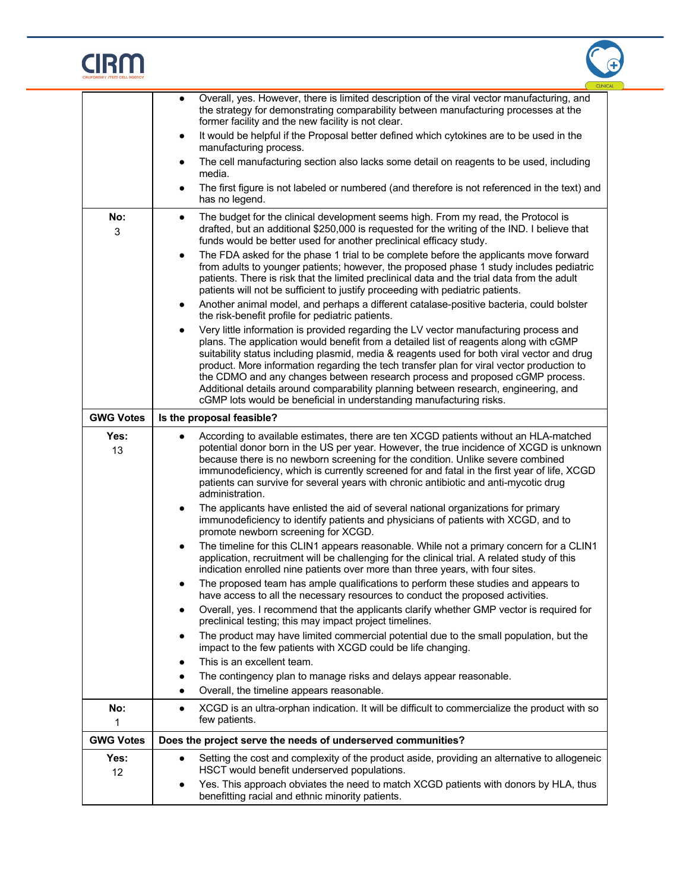| | |
|---|---|
| | • Overall, yes. However, there is limited description of the viral vector manufacturing, and the strategy for demonstrating comparability between manufacturing processes at the former facility and the new facility is not clear.<br>• It would be helpful if the Proposal better defined which cytokines are to be used in the manufacturing process.<br>• The cell manufacturing section also lacks some detail on reagents to be used, including media.<br>• The first figure is not labeled or numbered (and therefore is not referenced in the text) and has no legend. |
| **No:**<br>3 | • The budget for the clinical development seems high. From my read, the Protocol is drafted, but an additional $250,000 is requested for the writing of the IND. I believe that funds would be better used for another preclinical efficacy study.<br>• The FDA asked for the phase 1 trial to be complete before the applicants move forward from adults to younger patients; however, the proposed phase 1 study includes pediatric patients. There is risk that the limited preclinical data and the trial data from the adult patients will not be sufficient to justify proceeding with pediatric patients.<br>• Another animal model, and perhaps a different catalase-positive bacteria, could bolster the risk-benefit profile for pediatric patients.<br>• Very little information is provided regarding the LV vector manufacturing process and plans. The application would benefit from a detailed list of reagents along with cGMP suitability status including plasmid, media & reagents used for both viral vector and drug product. More information regarding the tech transfer plan for viral vector production to the CDMO and any changes between research process and proposed cGMP process. Additional details around comparability planning between research, engineering, and cGMP lots would be beneficial in understanding manufacturing risks. |
| **GWG Votes** | **Is the proposal feasible?** |
| **Yes:**<br>13 | • According to available estimates, there are ten XCGD patients without an HLA-matched potential donor born in the US per year. However, the true incidence of XCGD is unknown because there is no newborn screening for the condition. Unlike severe combined immunodeficiency, which is currently screened for and fatal in the first year of life, XCGD patients can survive for several years with chronic antibiotic and anti-mycotic drug administration.<br>• The applicants have enlisted the aid of several national organizations for primary immunodeficiency to identify patients and physicians of patients with XCGD, and to promote newborn screening for XCGD.<br>• The timeline for this CLIN1 appears reasonable. While not a primary concern for a CLIN1 application, recruitment will be challenging for the clinical trial. A related study of this indication enrolled nine patients over more than three years, with four sites.<br>• The proposed team has ample qualifications to perform these studies and appears to have access to all the necessary resources to conduct the proposed activities.<br>• Overall, yes. I recommend that the applicants clarify whether GMP vector is required for preclinical testing; this may impact project timelines.<br>• The product may have limited commercial potential due to the small population, but the impact to the few patients with XCGD could be life changing.<br>• This is an excellent team.<br>• The contingency plan to manage risks and delays appear reasonable.<br>• Overall, the timeline appears reasonable. |
| **No:**<br>1 | • XCGD is an ultra-orphan indication. It will be difficult to commercialize the product with so few patients. |
| **GWG Votes** | **Does the project serve the needs of underserved communities?** |
| **Yes:**<br>12 | • Setting the cost and complexity of the product aside, providing an alternative to allogeneic HSCT would benefit underserved populations.<br>• Yes. This approach obviates the need to match XCGD patients with donors by HLA, thus benefitting racial and ethnic minority patients. |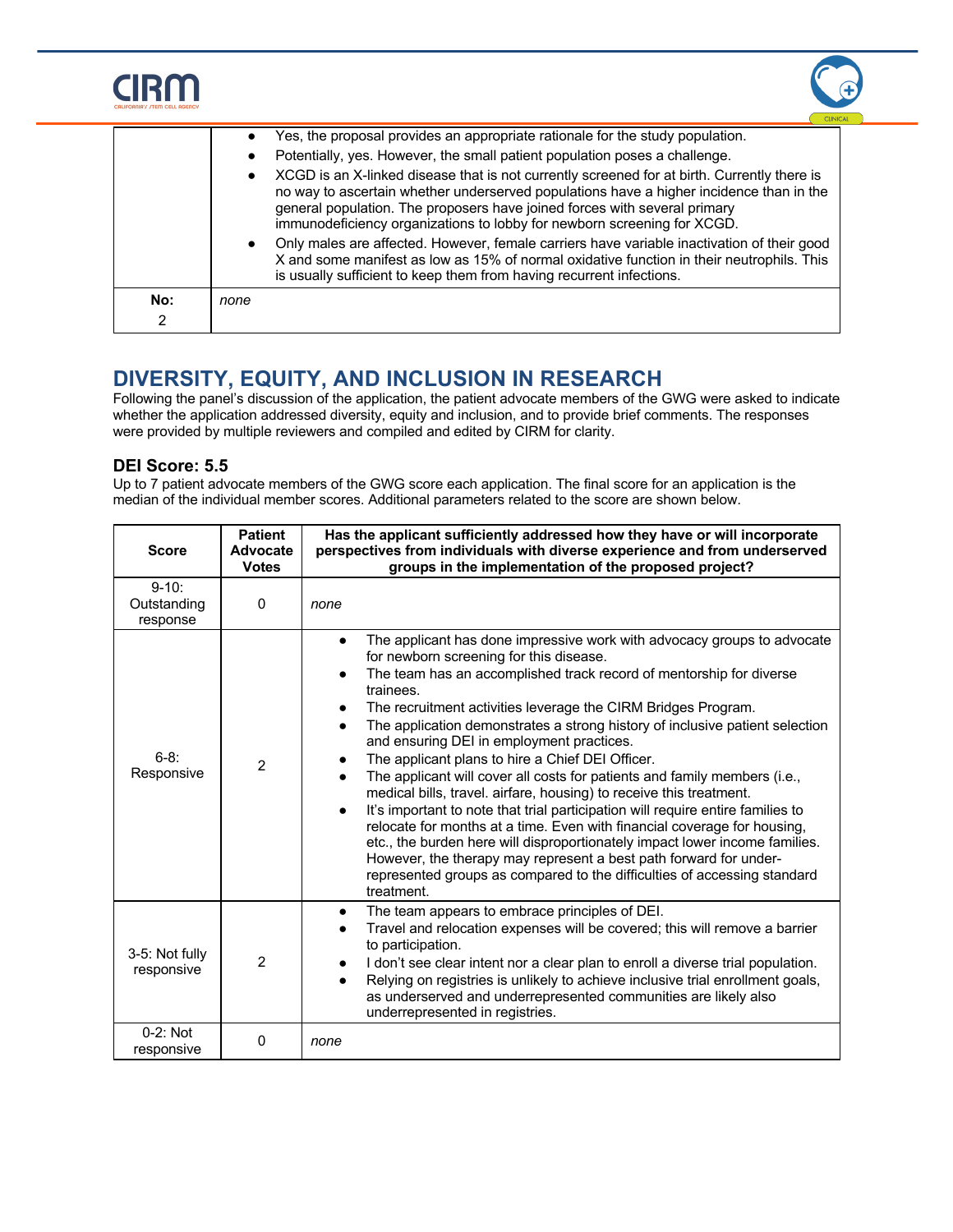| | |
|---|---|
| | • Yes, the proposal provides an appropriate rationale for the study population.<br>• Potentially, yes. However, the small patient population poses a challenge.<br>• XCGD is an X-linked disease that is not currently screened for at birth. Currently there is no way to ascertain whether underserved populations have a higher incidence than in the general population. The proposers have joined forces with several primary immunodeficiency organizations to lobby for newborn screening for XCGD.<br>• Only males are affected. However, female carriers have variable inactivation of their good X and some manifest as low as 15% of normal oxidative function in their neutrophils. This is usually sufficient to keep them from having recurrent infections. |
| **No:** 2 | *none* |

## DIVERSITY, EQUITY, AND INCLUSION IN RESEARCH

Following the panel's discussion of the application, the patient advocate members of the GWG were asked to indicate whether the application addressed diversity, equity and inclusion, and to provide brief comments. The responses were provided by multiple reviewers and compiled and edited by CIRM for clarity.

### DEI Score: 5.5

Up to 7 patient advocate members of the GWG score each application. The final score for an application is the median of the individual member scores. Additional parameters related to the score are shown below.

| Score | Patient Advocate Votes | Has the applicant sufficiently addressed how they have or will incorporate perspectives from individuals with diverse experience and from underserved groups in the implementation of the proposed project? |
|---|---|---|
| 9-10: Outstanding response | 0 | *none* |
| 6-8: Responsive | 2 | • The applicant has done impressive work with advocacy groups to advocate for newborn screening for this disease.<br>• The team has an accomplished track record of mentorship for diverse trainees.<br>• The recruitment activities leverage the CIRM Bridges Program.<br>• The application demonstrates a strong history of inclusive patient selection and ensuring DEI in employment practices.<br>• The applicant plans to hire a Chief DEI Officer.<br>• The applicant will cover all costs for patients and family members (i.e., medical bills, travel. airfare, housing) to receive this treatment.<br>• It's important to note that trial participation will require entire families to relocate for months at a time. Even with financial coverage for housing, etc., the burden here will disproportionately impact lower income families. However, the therapy may represent a best path forward for under-represented groups as compared to the difficulties of accessing standard treatment. |
| 3-5: Not fully responsive | 2 | • The team appears to embrace principles of DEI.<br>• Travel and relocation expenses will be covered; this will remove a barrier to participation.<br>• I don't see clear intent nor a clear plan to enroll a diverse trial population.<br>• Relying on registries is unlikely to achieve inclusive trial enrollment goals, as underserved and underrepresented communities are likely also underrepresented in registries. |
| 0-2: Not responsive | 0 | *none* |